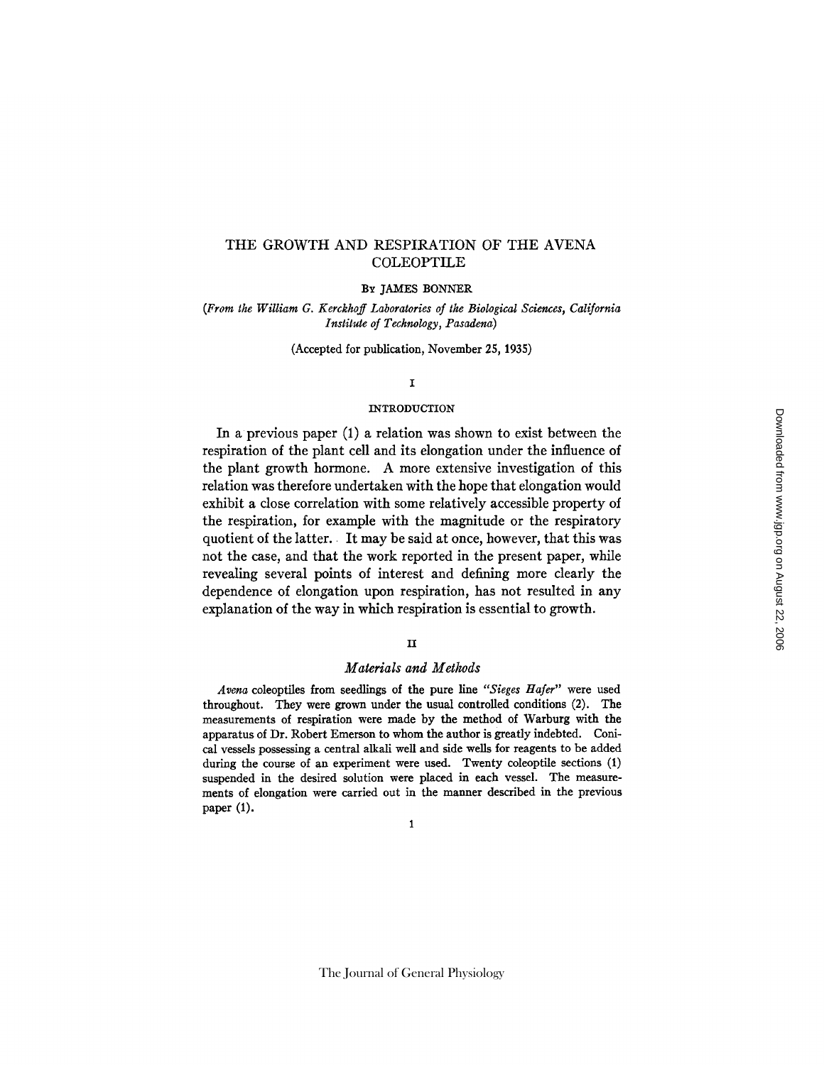# THE GROWTH AND RESPIRATION OF THE AVENA COLEOPTILE

By JAMES BONNER

*(From the William G. Kerckhoff Laboratories of the Biological Sciences, California Institute of Technology, Pasadena)*

(Accepted for publication, November 25, 1935)

## I

### INTRODUCTION

In a previous paper (1) a relation was shown to exist between the respiration of the plant cell and its elongation under the influence of the plant growth hormone. A more extensive investigation of this relation was therefore undertaken with the hope that elongation would exhibit a close correlation with some relatively accessible property of the respiration, for example with the magnitude or the respiratory quotient of the latter. It may be said at once, however, that this was not the case, and that the work reported in the present paper, while revealing several points of interest and defining more clearly the dependence of elongation upon respiration, has not resulted in any explanation of the way in which respiration is essential to growth.

## II

### *Materials and Methods*

*Avena* coleoptiles from seedlings of the pure line *"Sieges Hafer"* were used throughout. They were grown under the usual controlled conditions (2). The measurements of respiration were made by the method of Warburg with the apparatus of Dr. Robert Emerson to whom the author is greatly indebted. Conical vessels possessing a central alkali well and side wells for reagents to be added during the course of an experiment were used. Twenty coleoptile sections (1) suspended in the desired solution were placed in each vessel. The measurements of elongation were carried out in the manner described in the previous paper (1).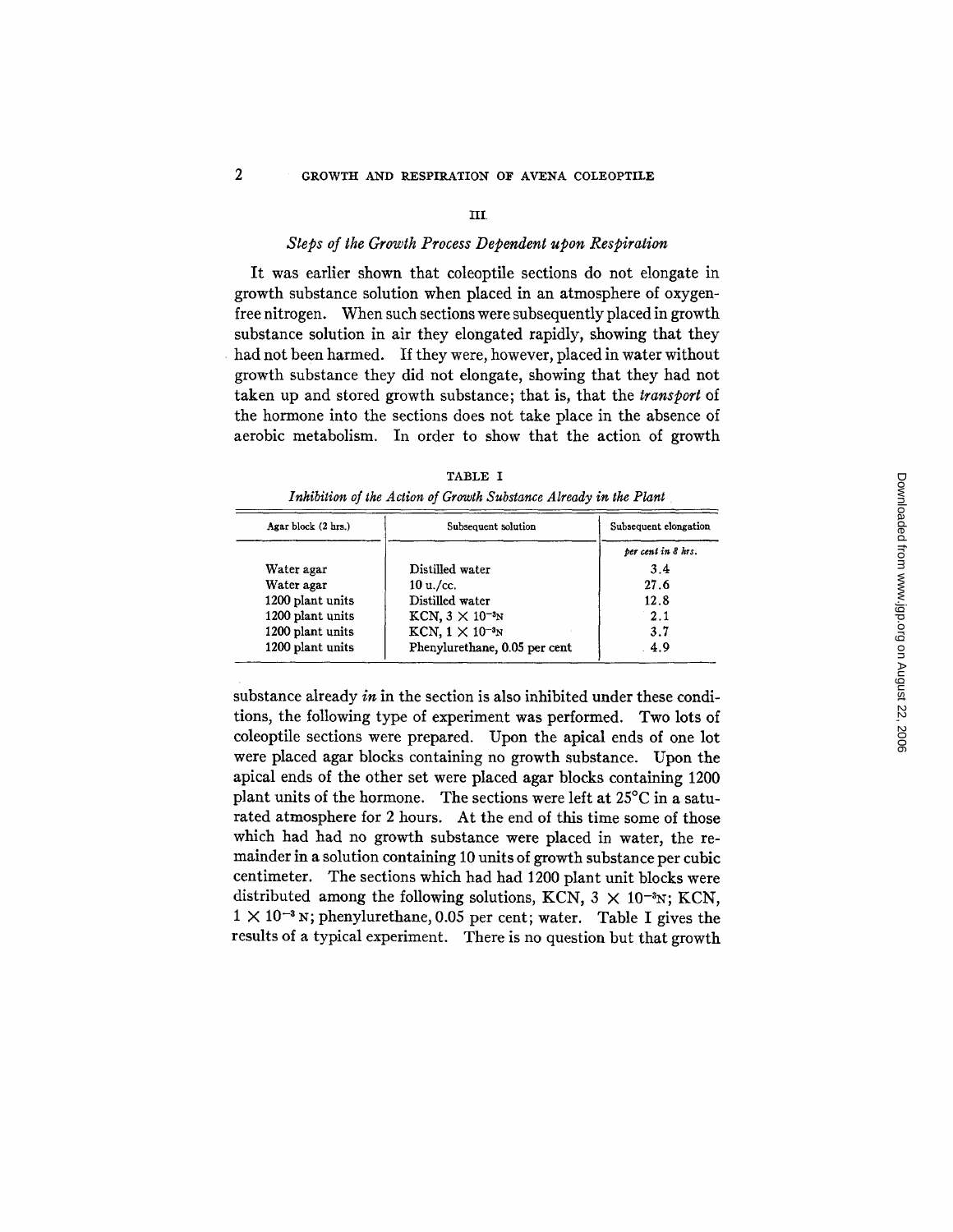### III

#### *Steps of the Growth Process Dependent upon Respiration*

It was earlier shown that coleoptile sections do not elongate in growth substance solution when placed in an atmosphere of oxygen-free nitrogen. When such sections were subsequently placed in growth substance solution in air they elongated rapidly, showing that they had not been harmed. If they were, however, placed in water without growth substance they did not elongate, showing that they had not taken up and stored growth substance; that is, that the *transport* of the hormone into the sections does not take place in the absence of aerobic metabolism. In order to show that the action of growth substance already *in* in the section is also inhibited under these conditions, the following type of experiment was performed. Two lots of coleoptile sections were prepared. Upon the apical ends of one lot were placed agar blocks containing no growth substance. Upon the apical ends of the other set were placed agar blocks containing 1200 plant units of the hormone. The sections were left at 25°C in a saturated atmosphere for 2 hours. At the end of this time some of those which had had no growth substance were placed in water, the remainder in a solution containing 10 units of growth substance per cubic centimeter. The sections which had had 1200 plant unit blocks were distributed among the following solutions, KCN, $3 \times 10^{-3}$N; KCN, $1 \times 10^{-3}$ N; phenylurethane, 0.05 per cent; water. Table I gives the results of a typical experiment. There is no question but that growth

TABLE I

*Inhibition of the Action of Growth Substance Already in the Plant*

| Agar block (2 hrs.) | Subsequent solution | Subsequent elongation |
|---|---|---|
| | | *per cent in 8 hrs.* |
| Water agar | Distilled water | 3.4 |
| Water agar | 10 u./cc. | 27.6 |
| 1200 plant units | Distilled water | 12.8 |
| 1200 plant units | KCN, $3 \times 10^{-3}$N | 2.1 |
| 1200 plant units | KCN, $1 \times 10^{-3}$N | 3.7 |
| 1200 plant units | Phenylurethane, 0.05 per cent | 4.9 |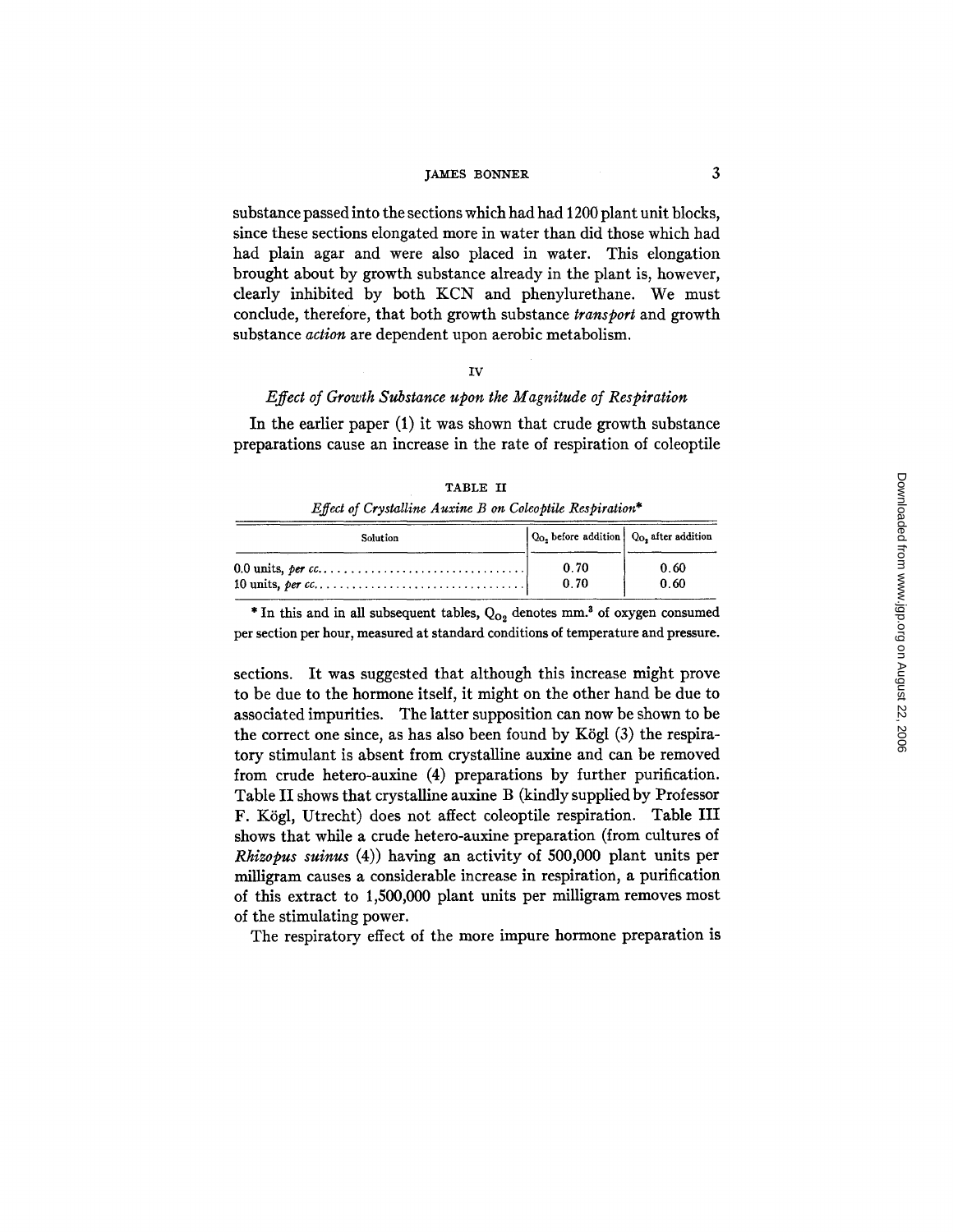substance passed into the sections which had had 1200 plant unit blocks, since these sections elongated more in water than did those which had had plain agar and were also placed in water. This elongation brought about by growth substance already in the plant is, however, clearly inhibited by both KCN and phenylurethane. We must conclude, therefore, that both growth substance *transport* and growth substance *action* are dependent upon aerobic metabolism.

## IV

### *Effect of Growth Substance upon the Magnitude of Respiration*

In the earlier paper (1) it was shown that crude growth substance preparations cause an increase in the rate of respiration of coleoptile

TABLE II

*Effect of Crystalline Auxine B on Coleoptile Respiration**

| Solution | $Q_{O_2}$ before addition | $Q_{O_2}$ after addition |
|---|---|---|
| 0.0 units, *per cc.* | 0.70 | 0.60 |
| 10 units, *per cc.* | 0.70 | 0.60 |

\* In this and in all subsequent tables, $Q_{O_2}$ denotes mm.$^3$ of oxygen consumed per section per hour, measured at standard conditions of temperature and pressure.

sections. It was suggested that although this increase might prove to be due to the hormone itself, it might on the other hand be due to associated impurities. The latter supposition can now be shown to be the correct one since, as has also been found by Kögl (3) the respiratory stimulant is absent from crystalline auxine and can be removed from crude hetero-auxine (4) preparations by further purification. Table II shows that crystalline auxine B (kindly supplied by Professor F. Kögl, Utrecht) does not affect coleoptile respiration. Table III shows that while a crude hetero-auxine preparation (from cultures of *Rhizopus suinus* (4)) having an activity of 500,000 plant units per milligram causes a considerable increase in respiration, a purification of this extract to 1,500,000 plant units per milligram removes most of the stimulating power.

The respiratory effect of the more impure hormone preparation is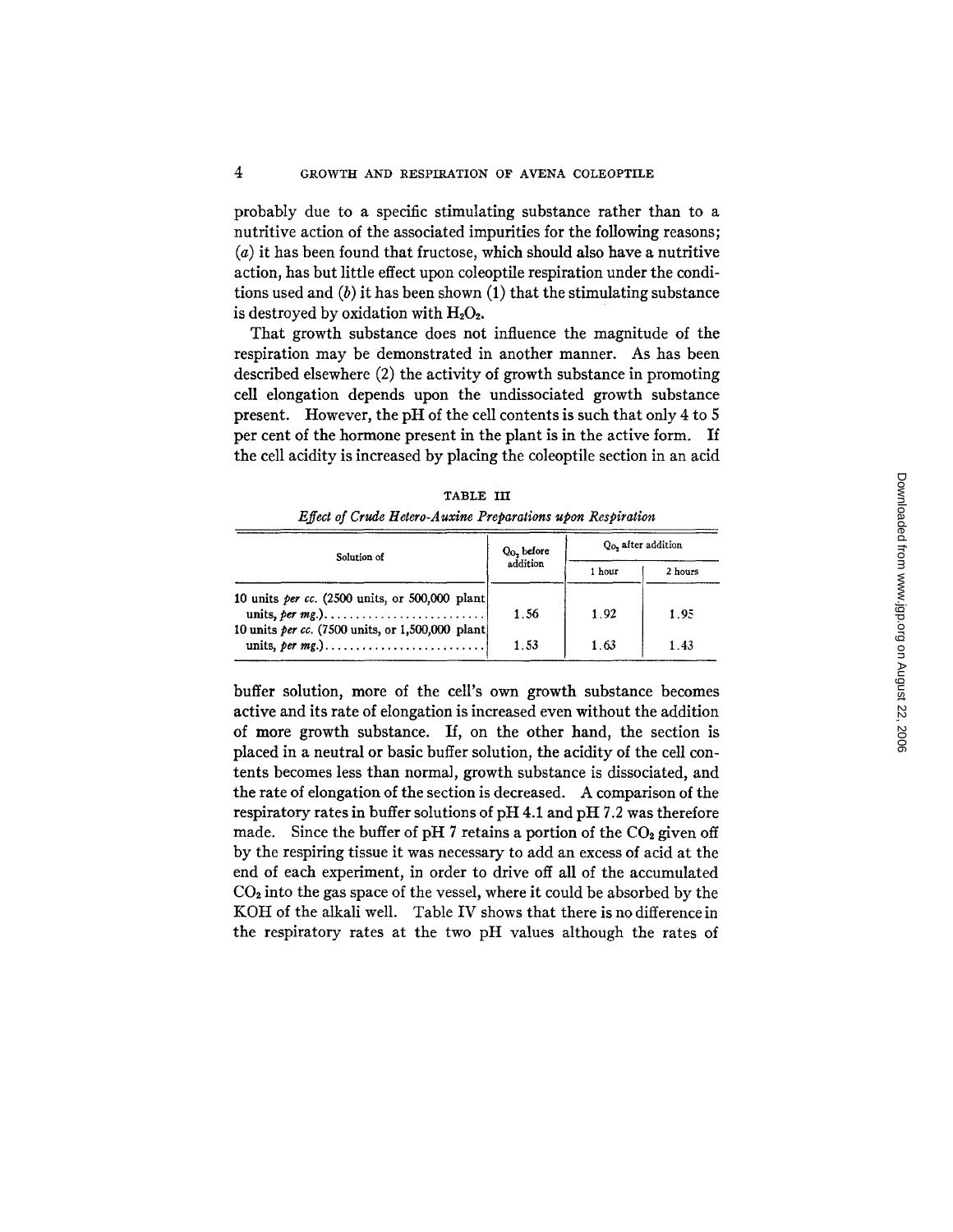probably due to a specific stimulating substance rather than to a nutritive action of the associated impurities for the following reasons; (*a*) it has been found that fructose, which should also have a nutritive action, has but little effect upon coleoptile respiration under the conditions used and (*b*) it has been shown (1) that the stimulating substance is destroyed by oxidation with $H_2O_2$.

That growth substance does not influence the magnitude of the respiration may be demonstrated in another manner. As has been described elsewhere (2) the activity of growth substance in promoting cell elongation depends upon the undissociated growth substance present. However, the pH of the cell contents is such that only 4 to 5 per cent of the hormone present in the plant is in the active form. If the cell acidity is increased by placing the coleoptile section in an acid buffer solution, more of the cell's own growth substance becomes active and its rate of elongation is increased even without the addition of more growth substance. If, on the other hand, the section is placed in a neutral or basic buffer solution, the acidity of the cell contents becomes less than normal, growth substance is dissociated, and the rate of elongation of the section is decreased. A comparison of the respiratory rates in buffer solutions of pH 4.1 and pH 7.2 was therefore made. Since the buffer of pH 7 retains a portion of the $CO_2$ given off by the respiring tissue it was necessary to add an excess of acid at the end of each experiment, in order to drive off all of the accumulated $CO_2$ into the gas space of the vessel, where it could be absorbed by the KOH of the alkali well. Table IV shows that there is no difference in the respiratory rates at the two pH values although the rates of

TABLE III

*Effect of Crude Hetero-Auxine Preparations upon Respiration*

| Solution of | $Q_{O_2}$ before addition | $Q_{O_2}$ after addition | |
|---|---|---|---|
| | | 1 hour | 2 hours |
| 10 units *per cc.* (2500 units, or 500,000 plant units, *per mg.*) | 1.56 | 1.92 | 1.95 |
| 10 units *per cc.* (7500 units, or 1,500,000 plant units, *per mg.*) | 1.53 | 1.63 | 1.43 |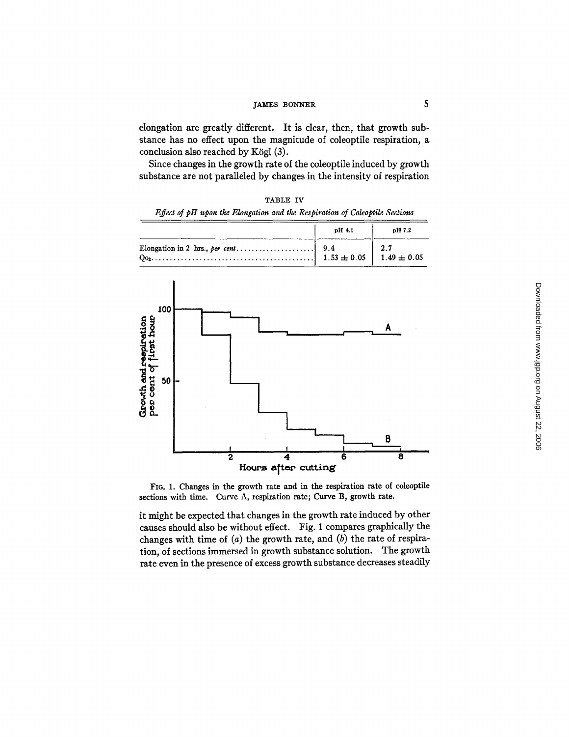elongation are greatly different. It is clear, then, that growth substance has no effect upon the magnitude of coleoptile respiration, a conclusion also reached by Kögl (3).

Since changes in the growth rate of the coleoptile induced by growth substance are not paralleled by changes in the intensity of respiration

TABLE IV

*Effect of pH upon the Elongation and the Respiration of Coleoptile Sections*

| | pH 4.1 | pH 7.2 |
|---|---|---|
| Elongation in 2 hrs., *per cent*. | 9.4 | 2.7 |
| $Q_{O_2}$ | $1.53 \pm 0.05$ | $1.49 \pm 0.05$ |

FIG. 1. Changes in the growth rate and in the respiration rate of coleoptile sections with time. Curve A, respiration rate; Curve B, growth rate.

it might be expected that changes in the growth rate induced by other causes should also be without effect. Fig. 1 compares graphically the changes with time of (*a*) the growth rate, and (*b*) the rate of respiration, of sections immersed in growth substance solution. The growth rate even in the presence of excess growth substance decreases steadily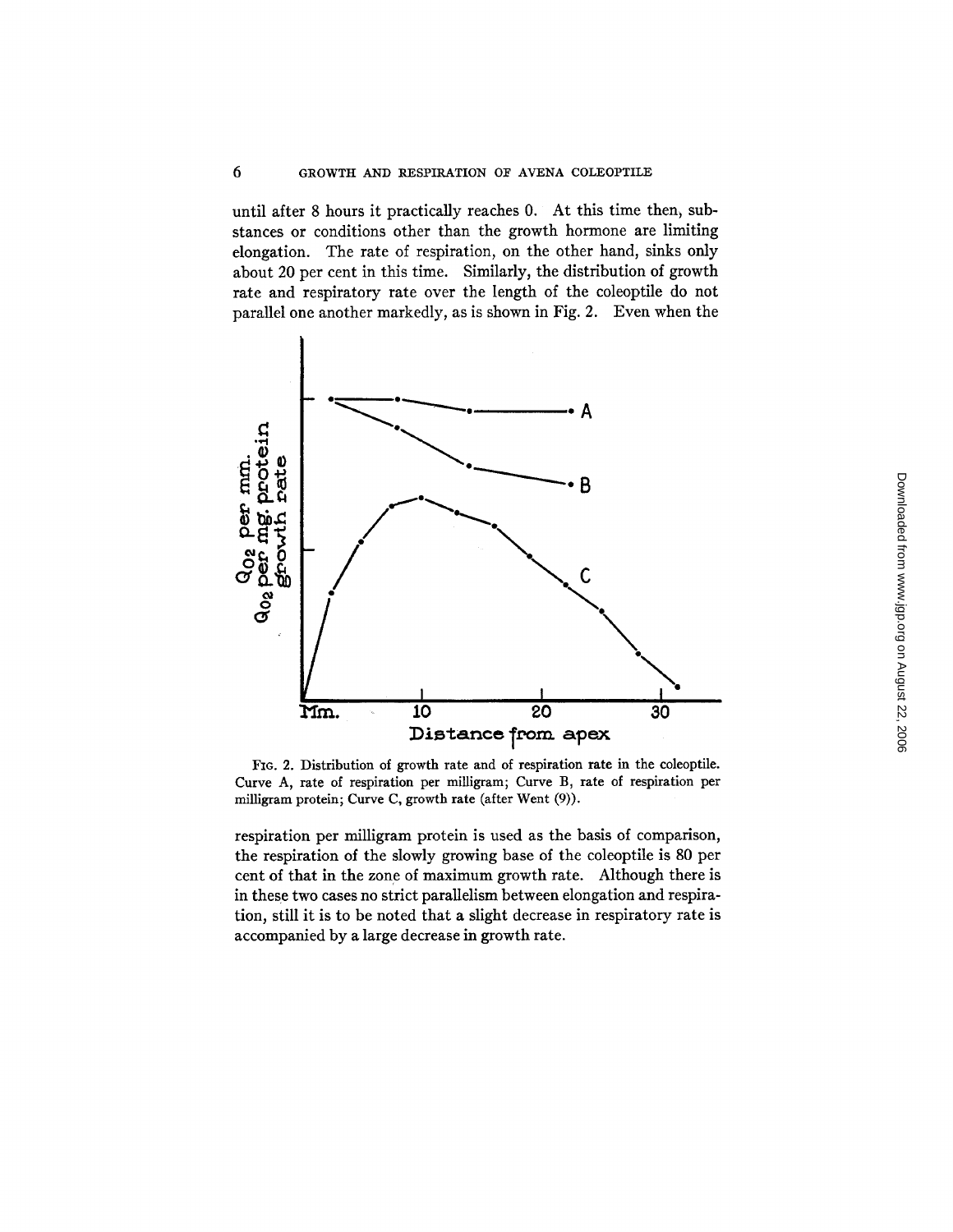until after 8 hours it practically reaches 0. At this time then, substances or conditions other than the growth hormone are limiting elongation. The rate of respiration, on the other hand, sinks only about 20 per cent in this time. Similarly, the distribution of growth rate and respiratory rate over the length of the coleoptile do not parallel one another markedly, as is shown in Fig. 2. Even when the

FIG. 2. Distribution of growth rate and of respiration rate in the coleoptile. Curve A, rate of respiration per milligram; Curve B, rate of respiration per milligram protein; Curve C, growth rate (after Went (9)).

respiration per milligram protein is used as the basis of comparison, the respiration of the slowly growing base of the coleoptile is 80 per cent of that in the zone of maximum growth rate. Although there is in these two cases no strict parallelism between elongation and respiration, still it is to be noted that a slight decrease in respiratory rate is accompanied by a large decrease in growth rate.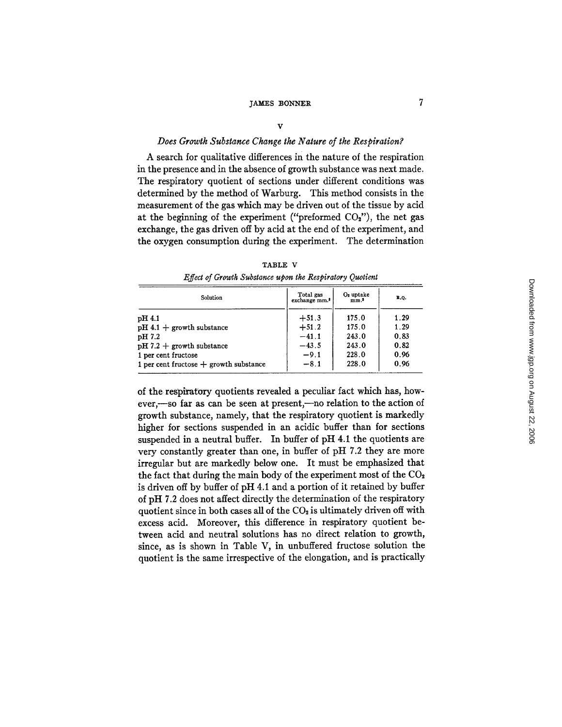## V

### *Does Growth Substance Change the Nature of the Respiration?*

A search for qualitative differences in the nature of the respiration in the presence and in the absence of growth substance was next made. The respiratory quotient of sections under different conditions was determined by the method of Warburg. This method consists in the measurement of the gas which may be driven out of the tissue by acid at the beginning of the experiment ("preformed $CO_2$"), the net gas exchange, the gas driven off by acid at the end of the experiment, and the oxygen consumption during the experiment. The determination

TABLE V

*Effect of Growth Substance upon the Respiratory Quotient*

| Solution | Total gas exchange mm.$^3$ | $O_2$ uptake mm.$^3$ | R.Q. |
|---|---|---|---|
| pH 4.1 | +51.3 | 175.0 | 1.29 |
| pH 4.1 + growth substance | +51.2 | 175.0 | 1.29 |
| pH 7.2 | −41.1 | 243.0 | 0.83 |
| pH 7.2 + growth substance | −43.5 | 243.0 | 0.82 |
| 1 per cent fructose | −9.1 | 228.0 | 0.96 |
| 1 per cent fructose + growth substance | −8.1 | 228.0 | 0.96 |

of the respiratory quotients revealed a peculiar fact which has, however,—so far as can be seen at present,—no relation to the action of growth substance, namely, that the respiratory quotient is markedly higher for sections suspended in an acidic buffer than for sections suspended in a neutral buffer. In buffer of pH 4.1 the quotients are very constantly greater than one, in buffer of pH 7.2 they are more irregular but are markedly below one. It must be emphasized that the fact that during the main body of the experiment most of the $CO_2$ is driven off by buffer of pH 4.1 and a portion of it retained by buffer of pH 7.2 does not affect directly the determination of the respiratory quotient since in both cases all of the $CO_2$ is ultimately driven off with excess acid. Moreover, this difference in respiratory quotient between acid and neutral solutions has no direct relation to growth, since, as is shown in Table V, in unbuffered fructose solution the quotient is the same irrespective of the elongation, and is practically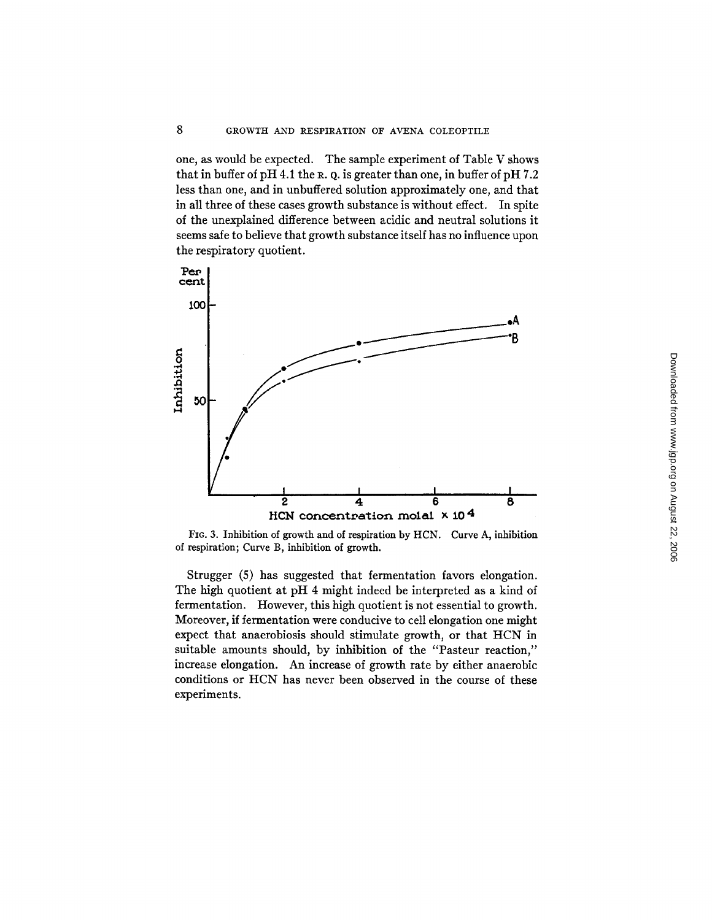one, as would be expected. The sample experiment of Table V shows that in buffer of pH 4.1 the R. Q. is greater than one, in buffer of pH 7.2 less than one, and in unbuffered solution approximately one, and that in all three of these cases growth substance is without effect. In spite of the unexplained difference between acidic and neutral solutions it seems safe to believe that growth substance itself has no influence upon the respiratory quotient.

FIG. 3. Inhibition of growth and of respiration by HCN. Curve A, inhibition of respiration; Curve B, inhibition of growth.

Strugger (5) has suggested that fermentation favors elongation. The high quotient at pH 4 might indeed be interpreted as a kind of fermentation. However, this high quotient is not essential to growth. Moreover, if fermentation were conducive to cell elongation one might expect that anaerobiosis should stimulate growth, or that HCN in suitable amounts should, by inhibition of the "Pasteur reaction," increase elongation. An increase of growth rate by either anaerobic conditions or HCN has never been observed in the course of these experiments.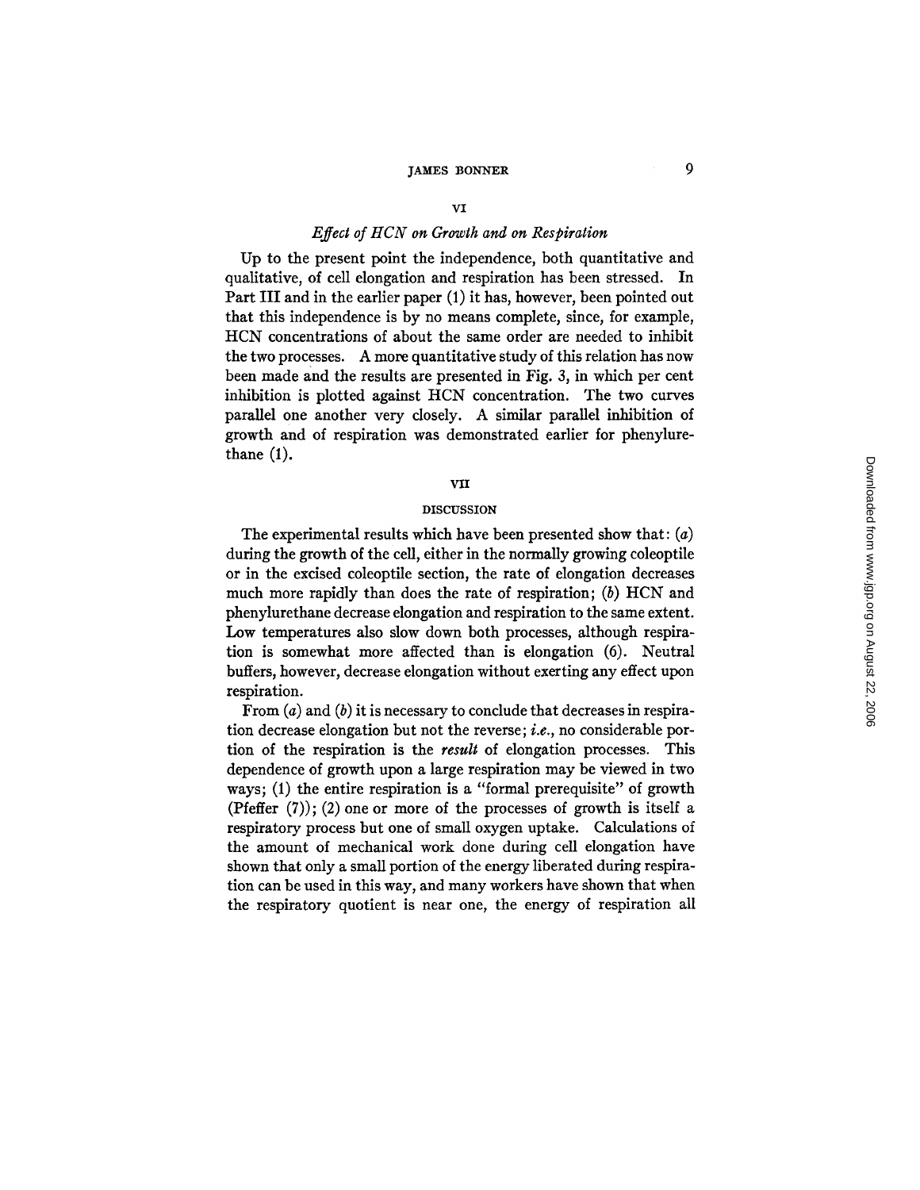## VI

### *Effect of HCN on Growth and on Respiration*

Up to the present point the independence, both quantitative and qualitative, of cell elongation and respiration has been stressed. In Part III and in the earlier paper (1) it has, however, been pointed out that this independence is by no means complete, since, for example, HCN concentrations of about the same order are needed to inhibit the two processes. A more quantitative study of this relation has now been made and the results are presented in Fig. 3, in which per cent inhibition is plotted against HCN concentration. The two curves parallel one another very closely. A similar parallel inhibition of growth and of respiration was demonstrated earlier for phenylurethane (1).

## VII

### DISCUSSION

The experimental results which have been presented show that: (*a*) during the growth of the cell, either in the normally growing coleoptile or in the excised coleoptile section, the rate of elongation decreases much more rapidly than does the rate of respiration; (*b*) HCN and phenylurethane decrease elongation and respiration to the same extent. Low temperatures also slow down both processes, although respiration is somewhat more affected than is elongation (6). Neutral buffers, however, decrease elongation without exerting any effect upon respiration.

From (*a*) and (*b*) it is necessary to conclude that decreases in respiration decrease elongation but not the reverse; *i.e.*, no considerable portion of the respiration is the *result* of elongation processes. This dependence of growth upon a large respiration may be viewed in two ways; (1) the entire respiration is a "formal prerequisite" of growth (Pfeffer (7)); (2) one or more of the processes of growth is itself a respiratory process but one of small oxygen uptake. Calculations of the amount of mechanical work done during cell elongation have shown that only a small portion of the energy liberated during respiration can be used in this way, and many workers have shown that when the respiratory quotient is near one, the energy of respiration all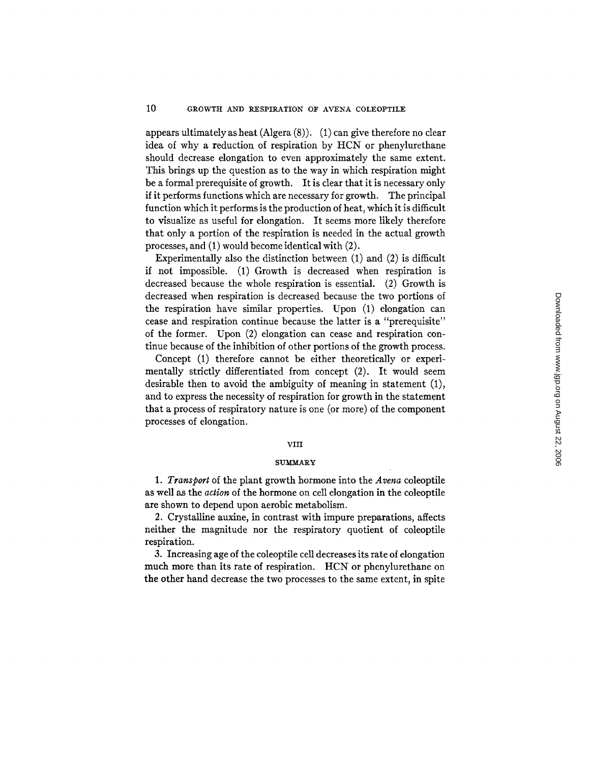appears ultimately as heat (Algera (8)). (1) can give therefore no clear idea of why a reduction of respiration by HCN or phenylurethane should decrease elongation to even approximately the same extent. This brings up the question as to the way in which respiration might be a formal prerequisite of growth. It is clear that it is necessary only if it performs functions which are necessary for growth. The principal function which it performs is the production of heat, which it is difficult to visualize as useful for elongation. It seems more likely therefore that only a portion of the respiration is needed in the actual growth processes, and (1) would become identical with (2).

Experimentally also the distinction between (1) and (2) is difficult if not impossible. (1) Growth is decreased when respiration is decreased because the whole respiration is essential. (2) Growth is decreased when respiration is decreased because the two portions of the respiration have similar properties. Upon (1) elongation can cease and respiration continue because the latter is a "prerequisite" of the former. Upon (2) elongation can cease and respiration continue because of the inhibition of other portions of the growth process.

Concept (1) therefore cannot be either theoretically or experimentally strictly differentiated from concept (2). It would seem desirable then to avoid the ambiguity of meaning in statement (1), and to express the necessity of respiration for growth in the statement that a process of respiratory nature is one (or more) of the component processes of elongation.

## VIII

## SUMMARY

1. *Transport* of the plant growth hormone into the *Avena* coleoptile as well as the *action* of the hormone on cell elongation in the coleoptile are shown to depend upon aerobic metabolism.

2. Crystalline auxine, in contrast with impure preparations, affects neither the magnitude nor the respiratory quotient of coleoptile respiration.

3. Increasing age of the coleoptile cell decreases its rate of elongation much more than its rate of respiration. HCN or phenylurethane on the other hand decrease the two processes to the same extent, in spite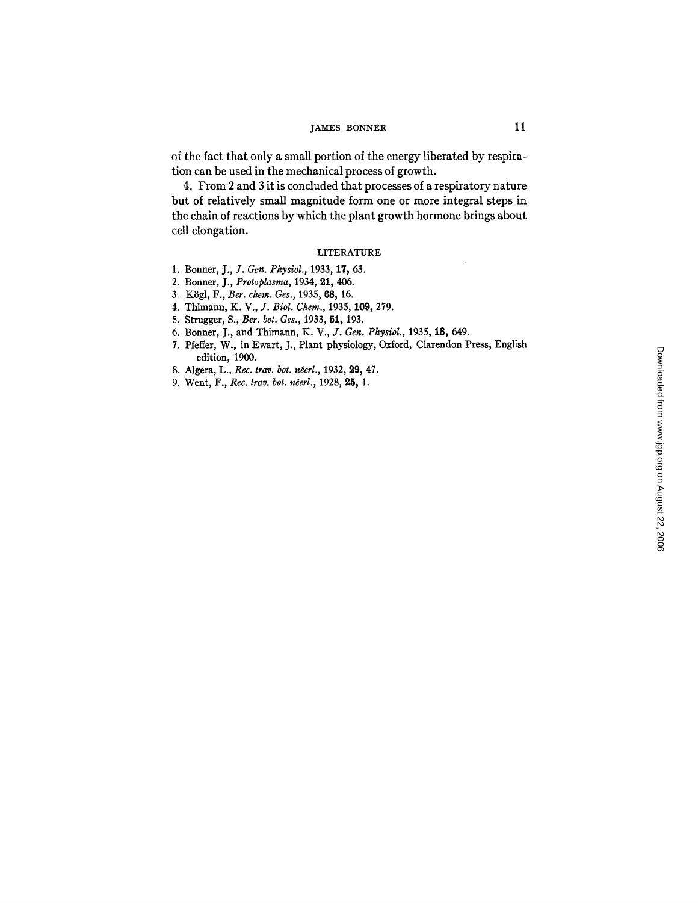of the fact that only a small portion of the energy liberated by respiration can be used in the mechanical process of growth.

4. From 2 and 3 it is concluded that processes of a respiratory nature but of relatively small magnitude form one or more integral steps in the chain of reactions by which the plant growth hormone brings about cell elongation.

## LITERATURE

1. Bonner, J., *J. Gen. Physiol.*, 1933, **17,** 63.
2. Bonner, J., *Protoplasma*, 1934, **21,** 406.
3. Kögl, F., *Ber. chem. Ges.*, 1935, **68,** 16.
4. Thimann, K. V., *J. Biol. Chem.*, 1935, **109,** 279.
5. Strugger, S., *Ber. bot. Ges.*, 1933, **51,** 193.
6. Bonner, J., and Thimann, K. V., *J. Gen. Physiol.*, 1935, **18,** 649.
7. Pfeffer, W., in Ewart, J., Plant physiology, Oxford, Clarendon Press, English edition, 1900.
8. Algera, L., *Rec. trav. bot. néerl.*, 1932, **29,** 47.
9. Went, F., *Rec. trav. bot. néerl.*, 1928, **25,** 1.